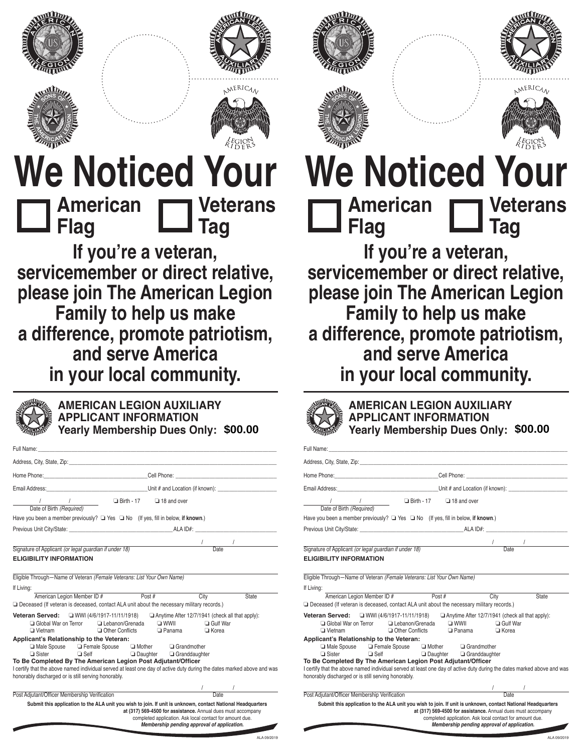# We Noticed Your

☐ **American Flag** ☐ **Veterans Tag**

## If you're a veteran, servicemember or direct relative, please join The American Legion Family to help us make a difference, promote patriotism, and serve America in your local community.

---

### AMERICAN LEGION AUXILIARY APPLICANT INFORMATION

**Yearly Membership Dues Only: $00.00**

Full Name: ______________________________

Address, City, State, Zip: ______________________________

Home Phone: ______________ Cell Phone: ______________

Email Address: ______________ Unit # and Location (if known): ______________

___/___/___ Date of Birth *(Required)* ❑ Birth - 17 ❑ 18 and over

Have you been a member previously? ❑ Yes ❑ No (If yes, fill in below, **if known**.)

Previous Unit City/State: ______________ ALA ID#: ______________

______________________________ ___/___/___

Signature of Applicant *(or legal guardian if under 18)* Date

**ELIGIBILITY INFORMATION**

______________________________

Eligible Through—Name of Veteran *(Female Veterans: List Your Own Name)*

If Living: ______________________________

American Legion Member ID # Post # City State

❑ Deceased (If veteran is deceased, contact ALA unit about the necessary military records.)

**Veteran Served:** ❑ WWI (4/6/1917-11/11/1918) ❑ Anytime After 12/7/1941 (check all that apply):

❑ Global War on Terror ❑ Lebanon/Grenada ❑ WWII ❑ Gulf War
❑ Vietnam ❑ Other Conflicts ❑ Panama ❑ Korea

**Applicant's Relationship to the Veteran:**

❑ Male Spouse ❑ Female Spouse ❑ Mother ❑ Grandmother
❑ Sister ❑ Self ❑ Daughter ❑ Granddaughter

**To Be Completed By The American Legion Post Adjutant/Officer**

I certify that the above named individual served at least one day of active duty during the dates marked above and was honorably discharged or is still serving honorably.

______________________________ ___/___/___

Post Adjutant/Officer Membership Verification Date

**Submit this application to the ALA unit you wish to join. If unit is unknown, contact National Headquarters at (317) 569-4500 for assistance.** Annual dues must accompany completed application. Ask local contact for amount due.

***Membership pending approval of application.***

ALA 09/2019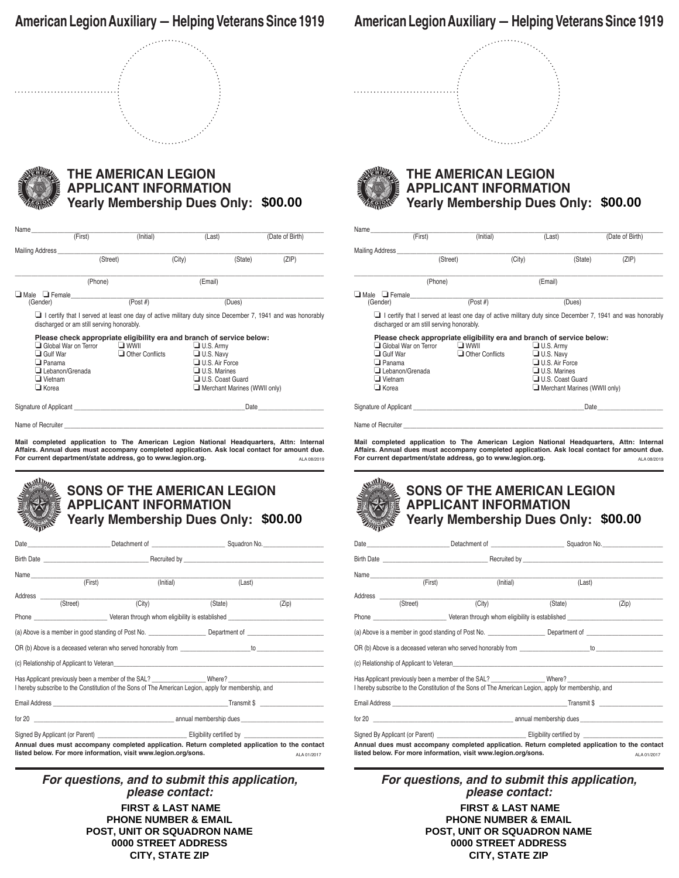# American Legion Auxiliary — Helping Veterans Since 1919

## THE AMERICAN LEGION APPLICANT INFORMATION

### Yearly Membership Dues Only: $00.00

Name ______________________________________________
(First) (Initial) (Last) (Date of Birth)

Mailing Address ______________________________________________
(Street) (City) (State) (ZIP)

______________________________________________
(Phone) (Email)

❑ Male ❑ Female ______________________________________________
(Gender) (Post #) (Dues)

❑ I certify that I served at least one day of active military duty since December 7, 1941 and was honorably discharged or am still serving honorably.

**Please check appropriate eligibility era and branch of service below:**

| | | |
|---|---|---|
| ❑ Global War on Terror | ❑ WWII | ❑ U.S. Army |
| ❑ Gulf War | ❑ Other Conflicts | ❑ U.S. Navy |
| ❑ Panama | | ❑ U.S. Air Force |
| ❑ Lebanon/Grenada | | ❑ U.S. Marines |
| ❑ Vietnam | | ❑ U.S. Coast Guard |
| ❑ Korea | | ❑ Merchant Marines (WWII only) |

Signature of Applicant ______________________________ Date ______________

Name of Recruiter ______________________________________________

**Mail completed application to The American Legion National Headquarters, Attn: Internal Affairs. Annual dues must accompany completed application. Ask local contact for amount due. For current department/state address, go to www.legion.org.**

ALA 08/2019

## SONS OF THE AMERICAN LEGION APPLICANT INFORMATION

### Yearly Membership Dues Only: $00.00

Date ______________ Detachment of ______________ Squadron No. ______________

Birth Date ______________ Recruited by ______________________________

Name ______________________________________________
(First) (Initial) (Last)

Address ______________________________________________
(Street) (City) (State) (Zip)

Phone ______________ Veteran through whom eligibility is established ______________

(a) Above is a member in good standing of Post No. ______________ Department of ______________

OR (b) Above is a deceased veteran who served honorably from ______________ to ______________

(c) Relationship of Applicant to Veteran ______________________________

Has Applicant previously been a member of the SAL? ______________ Where? ______________

I hereby subscribe to the Constitution of the Sons of The American Legion, apply for membership, and

Email Address ______________________________ Transmit $ ______________

for 20 ______________________________ annual membership dues ______________

Signed By Applicant (or Parent) ______________ Eligibility certified by ______________

**Annual dues must accompany completed application. Return completed application to the contact listed below. For more information, visit www.legion.org/sons.**

ALA 01/2017

***For questions, and to submit this application, please contact:***

**FIRST & LAST NAME**
**PHONE NUMBER & EMAIL**
**POST, UNIT OR SQUADRON NAME**
**0000 STREET ADDRESS**
**CITY, STATE ZIP**

# American Legion Auxiliary — Helping Veterans Since 1919

## THE AMERICAN LEGION APPLICANT INFORMATION

### Yearly Membership Dues Only: $00.00

Name ______________________________________________
(First) (Initial) (Last) (Date of Birth)

Mailing Address ______________________________________________
(Street) (City) (State) (ZIP)

______________________________________________
(Phone) (Email)

❑ Male ❑ Female ______________________________________________
(Gender) (Post #) (Dues)

❑ I certify that I served at least one day of active military duty since December 7, 1941 and was honorably discharged or am still serving honorably.

**Please check appropriate eligibility era and branch of service below:**

| | | |
|---|---|---|
| ❑ Global War on Terror | ❑ WWII | ❑ U.S. Army |
| ❑ Gulf War | ❑ Other Conflicts | ❑ U.S. Navy |
| ❑ Panama | | ❑ U.S. Air Force |
| ❑ Lebanon/Grenada | | ❑ U.S. Marines |
| ❑ Vietnam | | ❑ U.S. Coast Guard |
| ❑ Korea | | ❑ Merchant Marines (WWII only) |

Signature of Applicant ______________________________ Date ______________

Name of Recruiter ______________________________________________

**Mail completed application to The American Legion National Headquarters, Attn: Internal Affairs. Annual dues must accompany completed application. Ask local contact for amount due. For current department/state address, go to www.legion.org.**

ALA 08/2019

## SONS OF THE AMERICAN LEGION APPLICANT INFORMATION

### Yearly Membership Dues Only: $00.00

Date ______________ Detachment of ______________ Squadron No. ______________

Birth Date ______________ Recruited by ______________________________

Name ______________________________________________
(First) (Initial) (Last)

Address ______________________________________________
(Street) (City) (State) (Zip)

Phone ______________ Veteran through whom eligibility is established ______________

(a) Above is a member in good standing of Post No. ______________ Department of ______________

OR (b) Above is a deceased veteran who served honorably from ______________ to ______________

(c) Relationship of Applicant to Veteran ______________________________

Has Applicant previously been a member of the SAL? ______________ Where? ______________

I hereby subscribe to the Constitution of the Sons of The American Legion, apply for membership, and

Email Address ______________________________ Transmit $ ______________

for 20 ______________________________ annual membership dues ______________

Signed By Applicant (or Parent) ______________ Eligibility certified by ______________

**Annual dues must accompany completed application. Return completed application to the contact listed below. For more information, visit www.legion.org/sons.**

ALA 01/2017

***For questions, and to submit this application, please contact:***

**FIRST & LAST NAME**
**PHONE NUMBER & EMAIL**
**POST, UNIT OR SQUADRON NAME**
**0000 STREET ADDRESS**
**CITY, STATE ZIP**